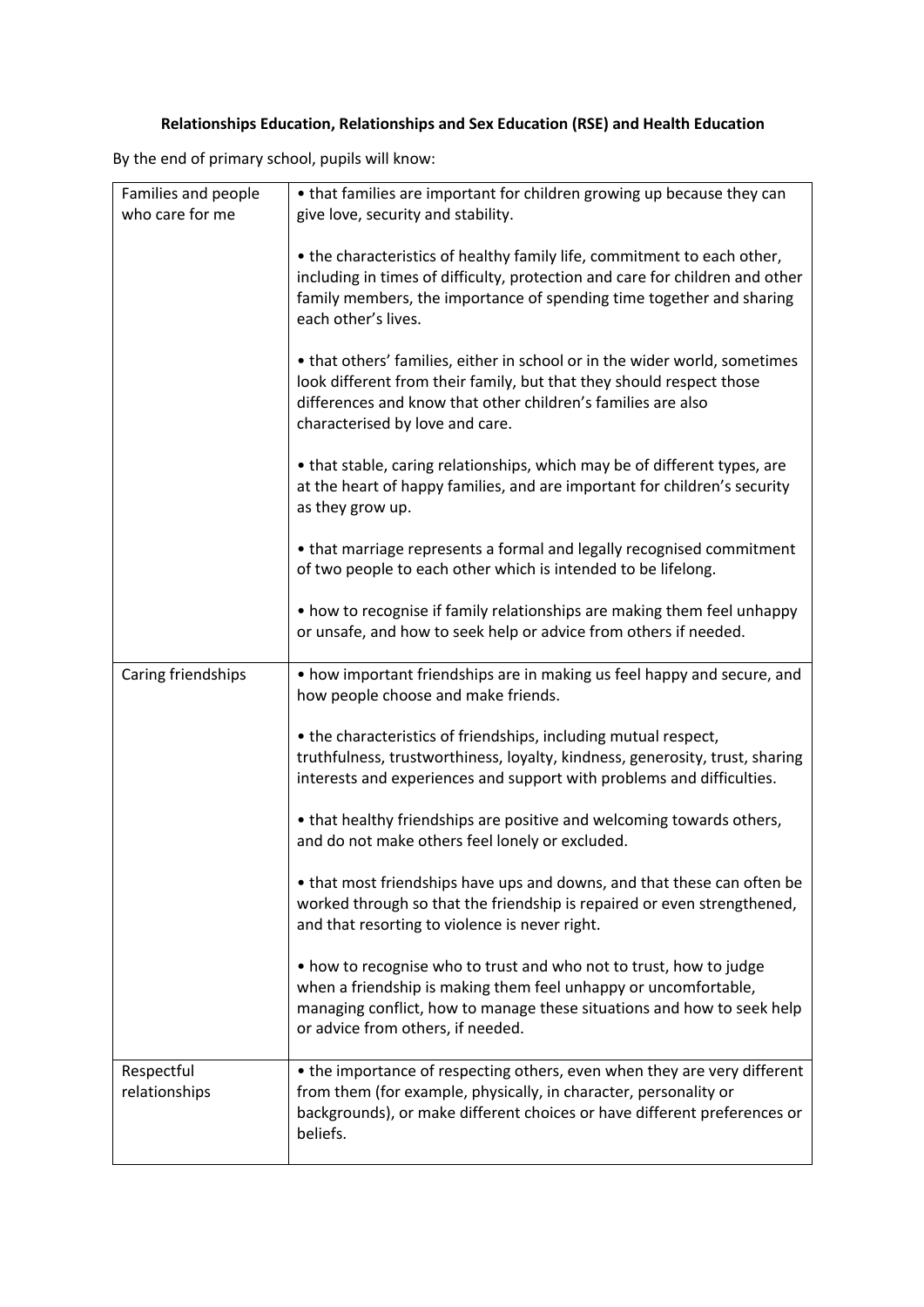**Relationships Education, Relationships and Sex Education (RSE) and Health Education**

By the end of primary school, pupils will know:

| | |
|---|---|
| Families and people who care for me | • that families are important for children growing up because they can give love, security and stability.<br><br>• the characteristics of healthy family life, commitment to each other, including in times of difficulty, protection and care for children and other family members, the importance of spending time together and sharing each other's lives.<br><br>• that others' families, either in school or in the wider world, sometimes look different from their family, but that they should respect those differences and know that other children's families are also characterised by love and care.<br><br>• that stable, caring relationships, which may be of different types, are at the heart of happy families, and are important for children's security as they grow up.<br><br>• that marriage represents a formal and legally recognised commitment of two people to each other which is intended to be lifelong.<br><br>• how to recognise if family relationships are making them feel unhappy or unsafe, and how to seek help or advice from others if needed. |
| Caring friendships | • how important friendships are in making us feel happy and secure, and how people choose and make friends.<br><br>• the characteristics of friendships, including mutual respect, truthfulness, trustworthiness, loyalty, kindness, generosity, trust, sharing interests and experiences and support with problems and difficulties.<br><br>• that healthy friendships are positive and welcoming towards others, and do not make others feel lonely or excluded.<br><br>• that most friendships have ups and downs, and that these can often be worked through so that the friendship is repaired or even strengthened, and that resorting to violence is never right.<br><br>• how to recognise who to trust and who not to trust, how to judge when a friendship is making them feel unhappy or uncomfortable, managing conflict, how to manage these situations and how to seek help or advice from others, if needed. |
| Respectful relationships | • the importance of respecting others, even when they are very different from them (for example, physically, in character, personality or backgrounds), or make different choices or have different preferences or beliefs. |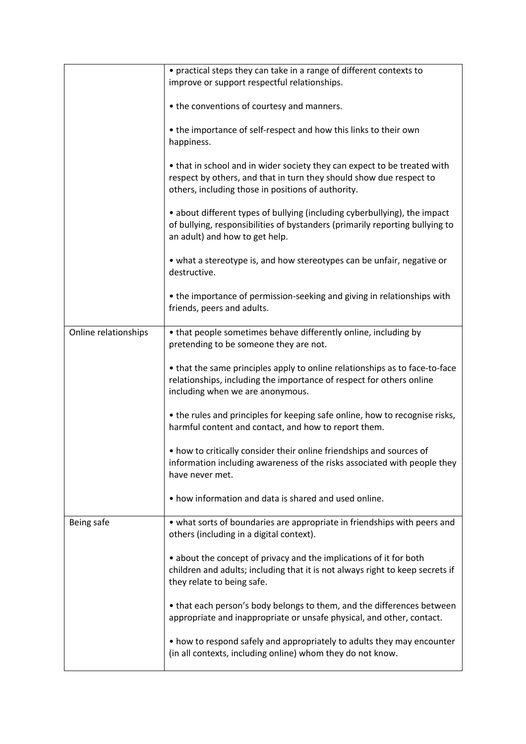| | |
|---|---|
| | • practical steps they can take in a range of different contexts to improve or support respectful relationships.<br><br>• the conventions of courtesy and manners.<br><br>• the importance of self-respect and how this links to their own happiness.<br><br>• that in school and in wider society they can expect to be treated with respect by others, and that in turn they should show due respect to others, including those in positions of authority.<br><br>• about different types of bullying (including cyberbullying), the impact of bullying, responsibilities of bystanders (primarily reporting bullying to an adult) and how to get help.<br><br>• what a stereotype is, and how stereotypes can be unfair, negative or destructive.<br><br>• the importance of permission-seeking and giving in relationships with friends, peers and adults. |
| Online relationships | • that people sometimes behave differently online, including by pretending to be someone they are not.<br><br>• that the same principles apply to online relationships as to face-to-face relationships, including the importance of respect for others online including when we are anonymous.<br><br>• the rules and principles for keeping safe online, how to recognise risks, harmful content and contact, and how to report them.<br><br>• how to critically consider their online friendships and sources of information including awareness of the risks associated with people they have never met.<br><br>• how information and data is shared and used online. |
| Being safe | • what sorts of boundaries are appropriate in friendships with peers and others (including in a digital context).<br><br>• about the concept of privacy and the implications of it for both children and adults; including that it is not always right to keep secrets if they relate to being safe.<br><br>• that each person's body belongs to them, and the differences between appropriate and inappropriate or unsafe physical, and other, contact.<br><br>• how to respond safely and appropriately to adults they may encounter (in all contexts, including online) whom they do not know. |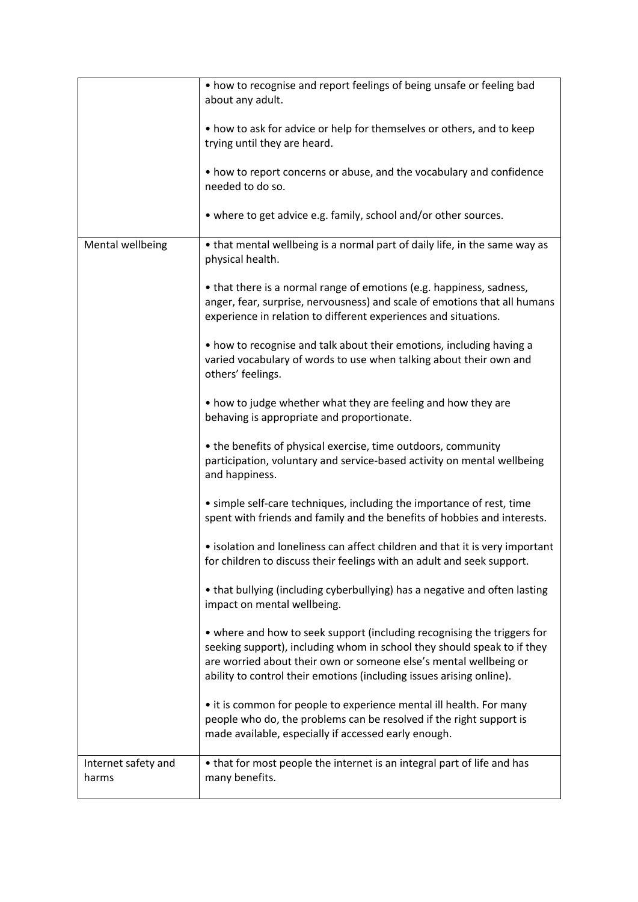| | |
|---|---|
| | • how to recognise and report feelings of being unsafe or feeling bad about any adult.<br><br>• how to ask for advice or help for themselves or others, and to keep trying until they are heard.<br><br>• how to report concerns or abuse, and the vocabulary and confidence needed to do so.<br><br>• where to get advice e.g. family, school and/or other sources. |
| Mental wellbeing | • that mental wellbeing is a normal part of daily life, in the same way as physical health.<br><br>• that there is a normal range of emotions (e.g. happiness, sadness, anger, fear, surprise, nervousness) and scale of emotions that all humans experience in relation to different experiences and situations.<br><br>• how to recognise and talk about their emotions, including having a varied vocabulary of words to use when talking about their own and others' feelings.<br><br>• how to judge whether what they are feeling and how they are behaving is appropriate and proportionate.<br><br>• the benefits of physical exercise, time outdoors, community participation, voluntary and service-based activity on mental wellbeing and happiness.<br><br>• simple self-care techniques, including the importance of rest, time spent with friends and family and the benefits of hobbies and interests.<br><br>• isolation and loneliness can affect children and that it is very important for children to discuss their feelings with an adult and seek support.<br><br>• that bullying (including cyberbullying) has a negative and often lasting impact on mental wellbeing.<br><br>• where and how to seek support (including recognising the triggers for seeking support), including whom in school they should speak to if they are worried about their own or someone else's mental wellbeing or ability to control their emotions (including issues arising online).<br><br>• it is common for people to experience mental ill health. For many people who do, the problems can be resolved if the right support is made available, especially if accessed early enough. |
| Internet safety and harms | • that for most people the internet is an integral part of life and has many benefits. |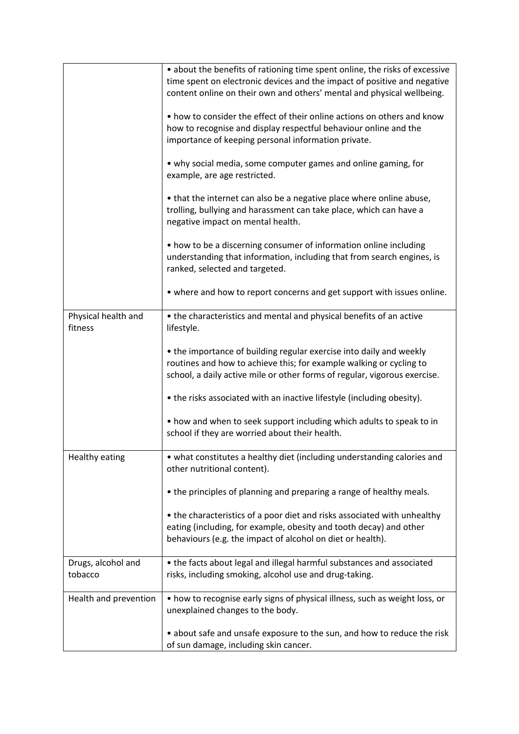| | |
|---|---|
| | • about the benefits of rationing time spent online, the risks of excessive time spent on electronic devices and the impact of positive and negative content online on their own and others' mental and physical wellbeing.<br><br>• how to consider the effect of their online actions on others and know how to recognise and display respectful behaviour online and the importance of keeping personal information private.<br><br>• why social media, some computer games and online gaming, for example, are age restricted.<br><br>• that the internet can also be a negative place where online abuse, trolling, bullying and harassment can take place, which can have a negative impact on mental health.<br><br>• how to be a discerning consumer of information online including understanding that information, including that from search engines, is ranked, selected and targeted.<br><br>• where and how to report concerns and get support with issues online. |
| Physical health and fitness | • the characteristics and mental and physical benefits of an active lifestyle.<br><br>• the importance of building regular exercise into daily and weekly routines and how to achieve this; for example walking or cycling to school, a daily active mile or other forms of regular, vigorous exercise.<br><br>• the risks associated with an inactive lifestyle (including obesity).<br><br>• how and when to seek support including which adults to speak to in school if they are worried about their health. |
| Healthy eating | • what constitutes a healthy diet (including understanding calories and other nutritional content).<br><br>• the principles of planning and preparing a range of healthy meals.<br><br>• the characteristics of a poor diet and risks associated with unhealthy eating (including, for example, obesity and tooth decay) and other behaviours (e.g. the impact of alcohol on diet or health). |
| Drugs, alcohol and tobacco | • the facts about legal and illegal harmful substances and associated risks, including smoking, alcohol use and drug-taking. |
| Health and prevention | • how to recognise early signs of physical illness, such as weight loss, or unexplained changes to the body.<br><br>• about safe and unsafe exposure to the sun, and how to reduce the risk of sun damage, including skin cancer. |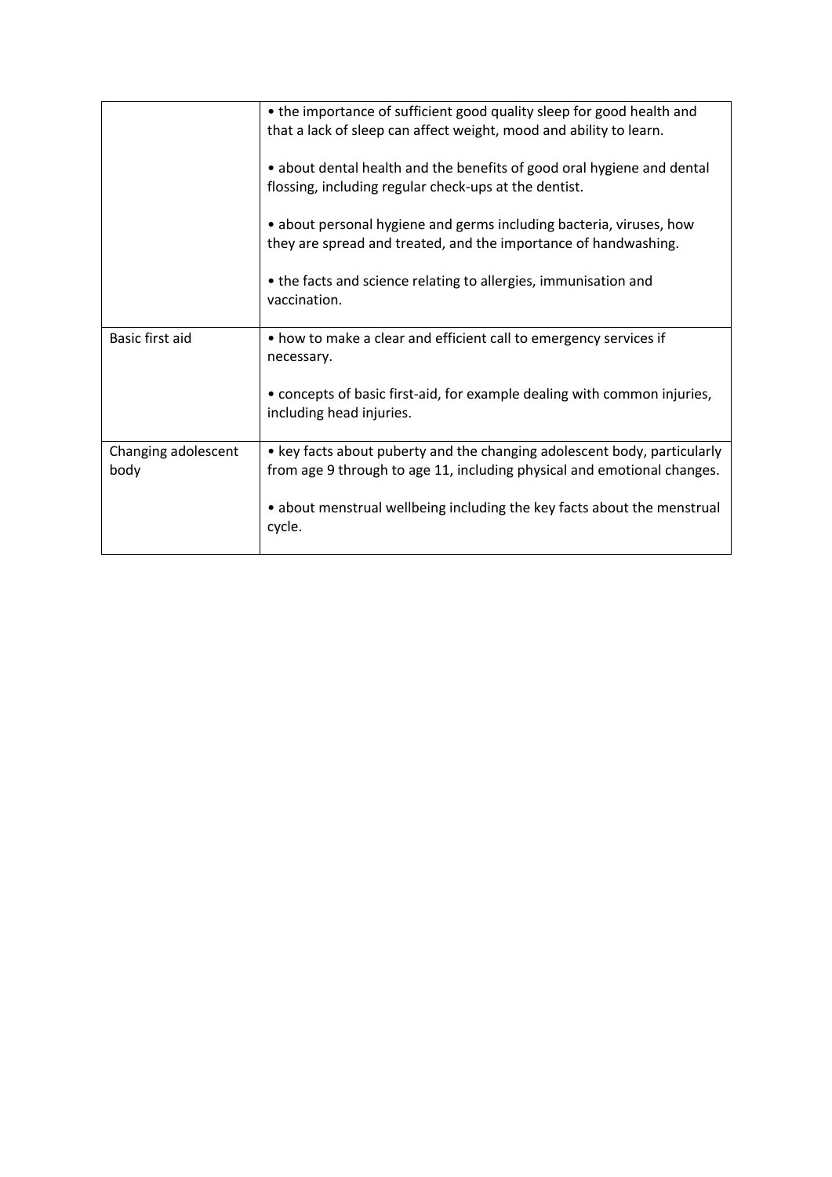| | |
|---|---|
| | • the importance of sufficient good quality sleep for good health and that a lack of sleep can affect weight, mood and ability to learn.<br><br>• about dental health and the benefits of good oral hygiene and dental flossing, including regular check-ups at the dentist.<br><br>• about personal hygiene and germs including bacteria, viruses, how they are spread and treated, and the importance of handwashing.<br><br>• the facts and science relating to allergies, immunisation and vaccination. |
| Basic first aid | • how to make a clear and efficient call to emergency services if necessary.<br><br>• concepts of basic first-aid, for example dealing with common injuries, including head injuries. |
| Changing adolescent body | • key facts about puberty and the changing adolescent body, particularly from age 9 through to age 11, including physical and emotional changes.<br><br>• about menstrual wellbeing including the key facts about the menstrual cycle. |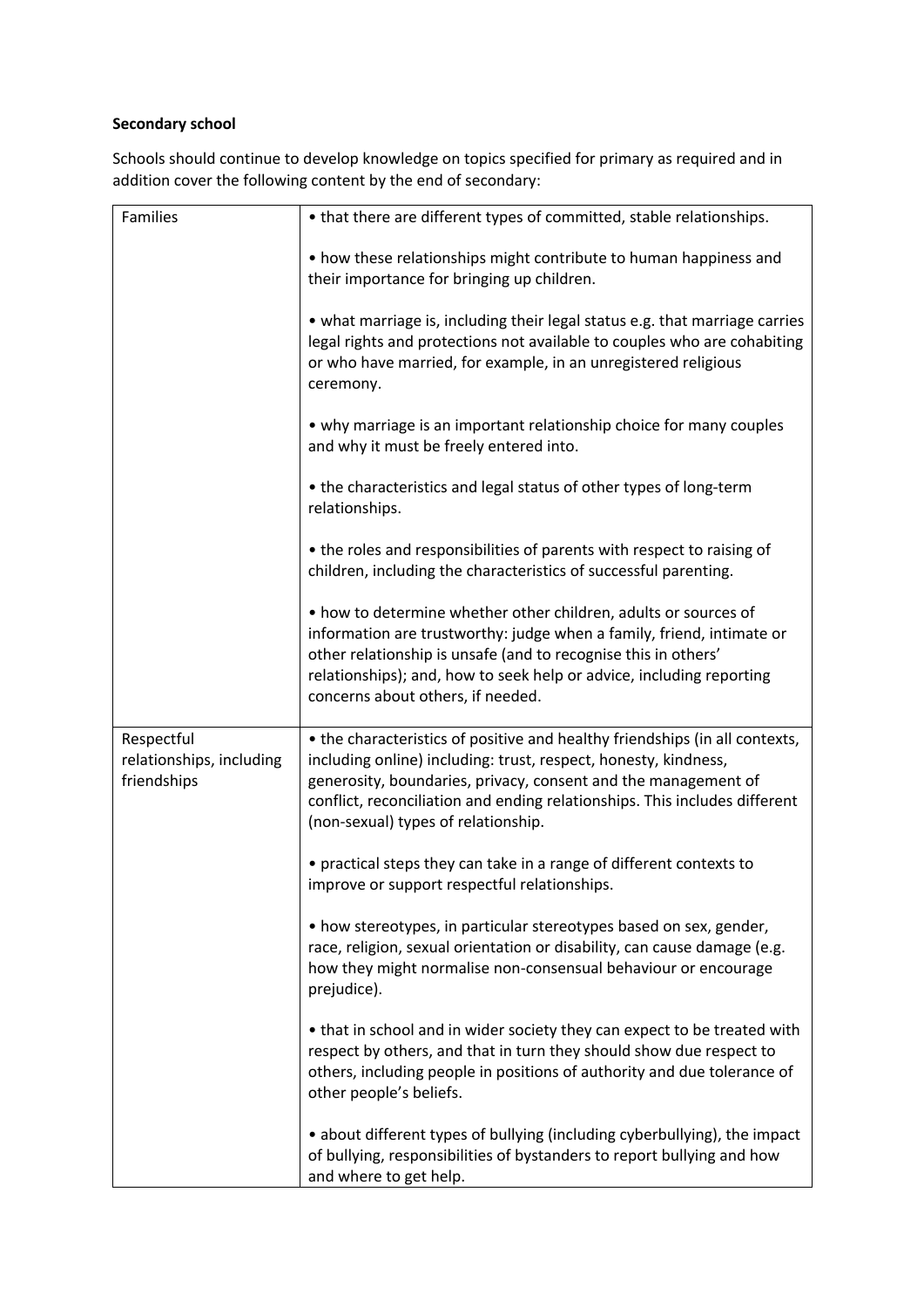**Secondary school**

Schools should continue to develop knowledge on topics specified for primary as required and in addition cover the following content by the end of secondary:

| | |
|---|---|
| Families | • that there are different types of committed, stable relationships.<br><br>• how these relationships might contribute to human happiness and their importance for bringing up children.<br><br>• what marriage is, including their legal status e.g. that marriage carries legal rights and protections not available to couples who are cohabiting or who have married, for example, in an unregistered religious ceremony.<br><br>• why marriage is an important relationship choice for many couples and why it must be freely entered into.<br><br>• the characteristics and legal status of other types of long-term relationships.<br><br>• the roles and responsibilities of parents with respect to raising of children, including the characteristics of successful parenting.<br><br>• how to determine whether other children, adults or sources of information are trustworthy: judge when a family, friend, intimate or other relationship is unsafe (and to recognise this in others' relationships); and, how to seek help or advice, including reporting concerns about others, if needed. |
| Respectful relationships, including friendships | • the characteristics of positive and healthy friendships (in all contexts, including online) including: trust, respect, honesty, kindness, generosity, boundaries, privacy, consent and the management of conflict, reconciliation and ending relationships. This includes different (non-sexual) types of relationship.<br><br>• practical steps they can take in a range of different contexts to improve or support respectful relationships.<br><br>• how stereotypes, in particular stereotypes based on sex, gender, race, religion, sexual orientation or disability, can cause damage (e.g. how they might normalise non-consensual behaviour or encourage prejudice).<br><br>• that in school and in wider society they can expect to be treated with respect by others, and that in turn they should show due respect to others, including people in positions of authority and due tolerance of other people's beliefs.<br><br>• about different types of bullying (including cyberbullying), the impact of bullying, responsibilities of bystanders to report bullying and how and where to get help. |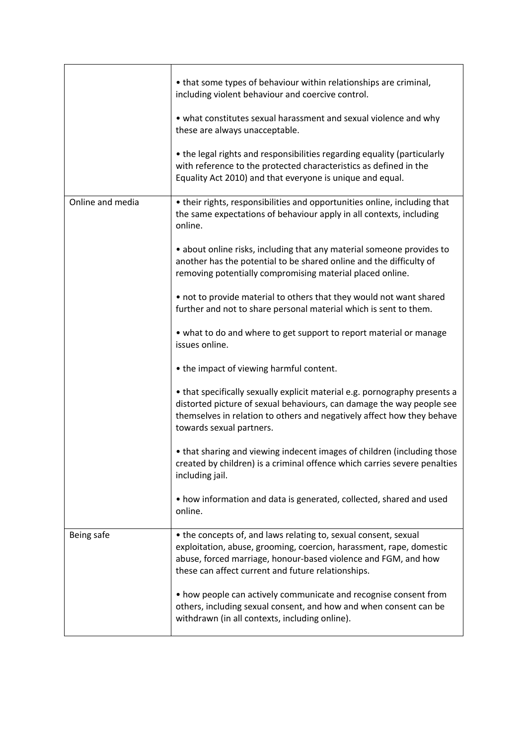|  |  |
| --- | --- |
|  | • that some types of behaviour within relationships are criminal, including violent behaviour and coercive control.<br><br>• what constitutes sexual harassment and sexual violence and why these are always unacceptable.<br><br>• the legal rights and responsibilities regarding equality (particularly with reference to the protected characteristics as defined in the Equality Act 2010) and that everyone is unique and equal. |
| Online and media | • their rights, responsibilities and opportunities online, including that the same expectations of behaviour apply in all contexts, including online.<br><br>• about online risks, including that any material someone provides to another has the potential to be shared online and the difficulty of removing potentially compromising material placed online.<br><br>• not to provide material to others that they would not want shared further and not to share personal material which is sent to them.<br><br>• what to do and where to get support to report material or manage issues online.<br><br>• the impact of viewing harmful content.<br><br>• that specifically sexually explicit material e.g. pornography presents a distorted picture of sexual behaviours, can damage the way people see themselves in relation to others and negatively affect how they behave towards sexual partners.<br><br>• that sharing and viewing indecent images of children (including those created by children) is a criminal offence which carries severe penalties including jail.<br><br>• how information and data is generated, collected, shared and used online. |
| Being safe | • the concepts of, and laws relating to, sexual consent, sexual exploitation, abuse, grooming, coercion, harassment, rape, domestic abuse, forced marriage, honour-based violence and FGM, and how these can affect current and future relationships.<br><br>• how people can actively communicate and recognise consent from others, including sexual consent, and how and when consent can be withdrawn (in all contexts, including online). |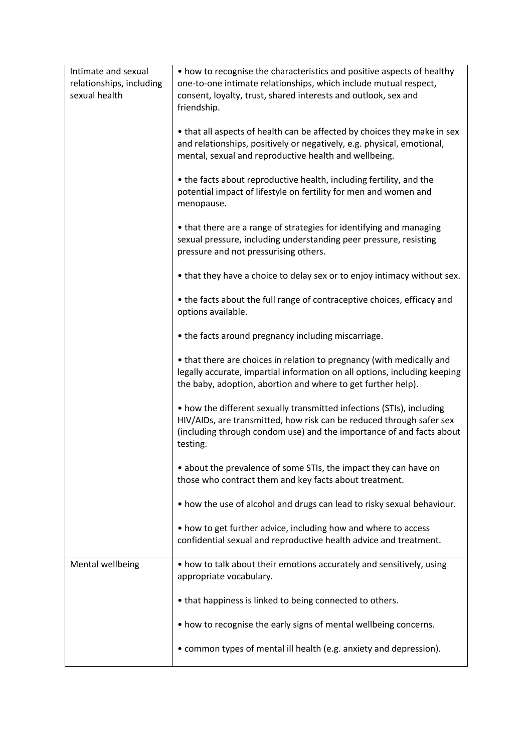| | |
|---|---|
| Intimate and sexual relationships, including sexual health | • how to recognise the characteristics and positive aspects of healthy one-to-one intimate relationships, which include mutual respect, consent, loyalty, trust, shared interests and outlook, sex and friendship.<br><br>• that all aspects of health can be affected by choices they make in sex and relationships, positively or negatively, e.g. physical, emotional, mental, sexual and reproductive health and wellbeing.<br><br>• the facts about reproductive health, including fertility, and the potential impact of lifestyle on fertility for men and women and menopause.<br><br>• that there are a range of strategies for identifying and managing sexual pressure, including understanding peer pressure, resisting pressure and not pressurising others.<br><br>• that they have a choice to delay sex or to enjoy intimacy without sex.<br><br>• the facts about the full range of contraceptive choices, efficacy and options available.<br><br>• the facts around pregnancy including miscarriage.<br><br>• that there are choices in relation to pregnancy (with medically and legally accurate, impartial information on all options, including keeping the baby, adoption, abortion and where to get further help).<br><br>• how the different sexually transmitted infections (STIs), including HIV/AIDs, are transmitted, how risk can be reduced through safer sex (including through condom use) and the importance of and facts about testing.<br><br>• about the prevalence of some STIs, the impact they can have on those who contract them and key facts about treatment.<br><br>• how the use of alcohol and drugs can lead to risky sexual behaviour.<br><br>• how to get further advice, including how and where to access confidential sexual and reproductive health advice and treatment. |
| Mental wellbeing | • how to talk about their emotions accurately and sensitively, using appropriate vocabulary.<br><br>• that happiness is linked to being connected to others.<br><br>• how to recognise the early signs of mental wellbeing concerns.<br><br>• common types of mental ill health (e.g. anxiety and depression). |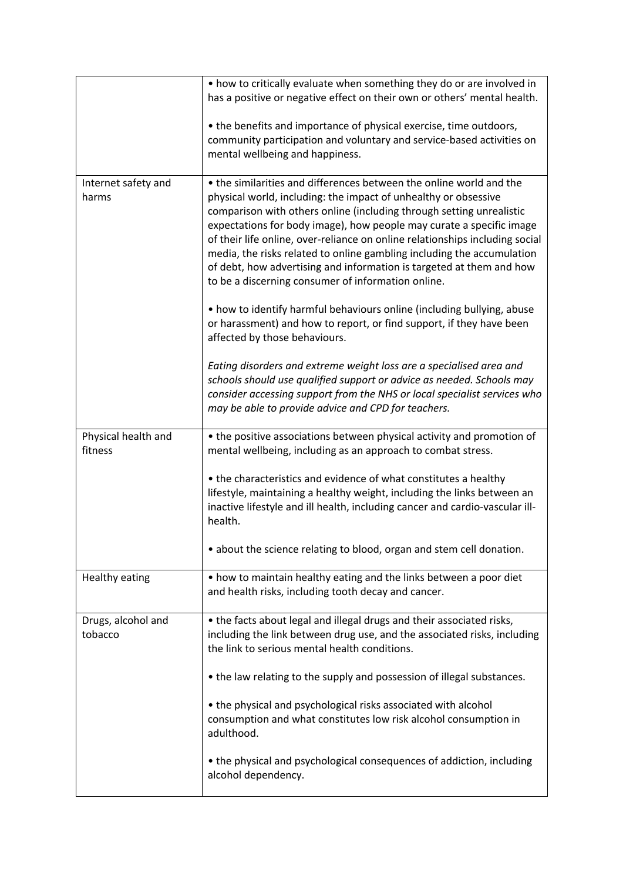| | |
|---|---|
| | • how to critically evaluate when something they do or are involved in has a positive or negative effect on their own or others' mental health.<br><br>• the benefits and importance of physical exercise, time outdoors, community participation and voluntary and service-based activities on mental wellbeing and happiness. |
| Internet safety and harms | • the similarities and differences between the online world and the physical world, including: the impact of unhealthy or obsessive comparison with others online (including through setting unrealistic expectations for body image), how people may curate a specific image of their life online, over-reliance on online relationships including social media, the risks related to online gambling including the accumulation of debt, how advertising and information is targeted at them and how to be a discerning consumer of information online.<br><br>• how to identify harmful behaviours online (including bullying, abuse or harassment) and how to report, or find support, if they have been affected by those behaviours.<br><br>*Eating disorders and extreme weight loss are a specialised area and schools should use qualified support or advice as needed. Schools may consider accessing support from the NHS or local specialist services who may be able to provide advice and CPD for teachers.* |
| Physical health and fitness | • the positive associations between physical activity and promotion of mental wellbeing, including as an approach to combat stress.<br><br>• the characteristics and evidence of what constitutes a healthy lifestyle, maintaining a healthy weight, including the links between an inactive lifestyle and ill health, including cancer and cardio-vascular ill-health.<br><br>• about the science relating to blood, organ and stem cell donation. |
| Healthy eating | • how to maintain healthy eating and the links between a poor diet and health risks, including tooth decay and cancer. |
| Drugs, alcohol and tobacco | • the facts about legal and illegal drugs and their associated risks, including the link between drug use, and the associated risks, including the link to serious mental health conditions.<br><br>• the law relating to the supply and possession of illegal substances.<br><br>• the physical and psychological risks associated with alcohol consumption and what constitutes low risk alcohol consumption in adulthood.<br><br>• the physical and psychological consequences of addiction, including alcohol dependency. |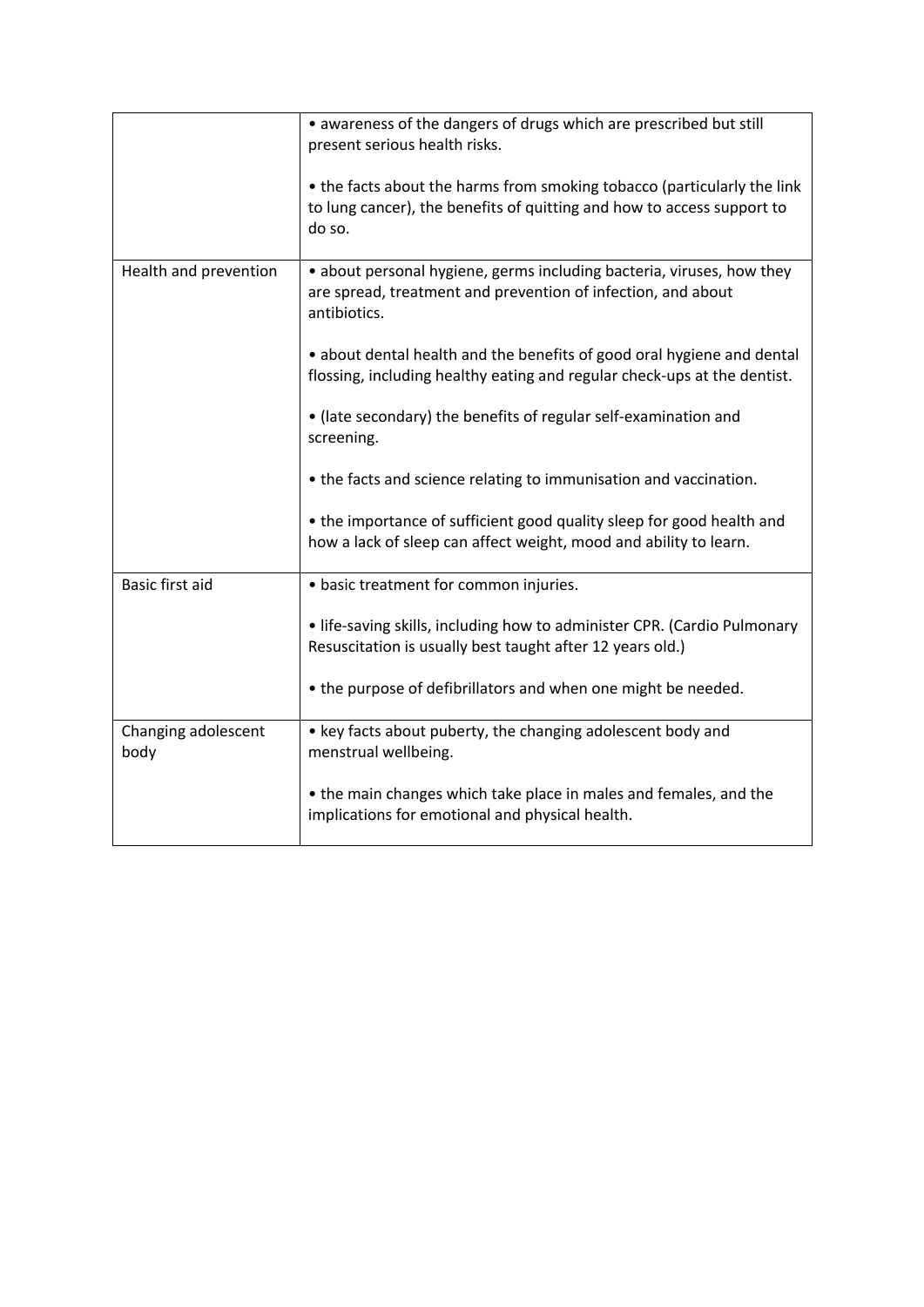| | |
|---|---|
| | • awareness of the dangers of drugs which are prescribed but still present serious health risks.<br><br>• the facts about the harms from smoking tobacco (particularly the link to lung cancer), the benefits of quitting and how to access support to do so. |
| Health and prevention | • about personal hygiene, germs including bacteria, viruses, how they are spread, treatment and prevention of infection, and about antibiotics.<br><br>• about dental health and the benefits of good oral hygiene and dental flossing, including healthy eating and regular check-ups at the dentist.<br><br>• (late secondary) the benefits of regular self-examination and screening.<br><br>• the facts and science relating to immunisation and vaccination.<br><br>• the importance of sufficient good quality sleep for good health and how a lack of sleep can affect weight, mood and ability to learn. |
| Basic first aid | • basic treatment for common injuries.<br><br>• life-saving skills, including how to administer CPR. (Cardio Pulmonary Resuscitation is usually best taught after 12 years old.)<br><br>• the purpose of defibrillators and when one might be needed. |
| Changing adolescent body | • key facts about puberty, the changing adolescent body and menstrual wellbeing.<br><br>• the main changes which take place in males and females, and the implications for emotional and physical health. |